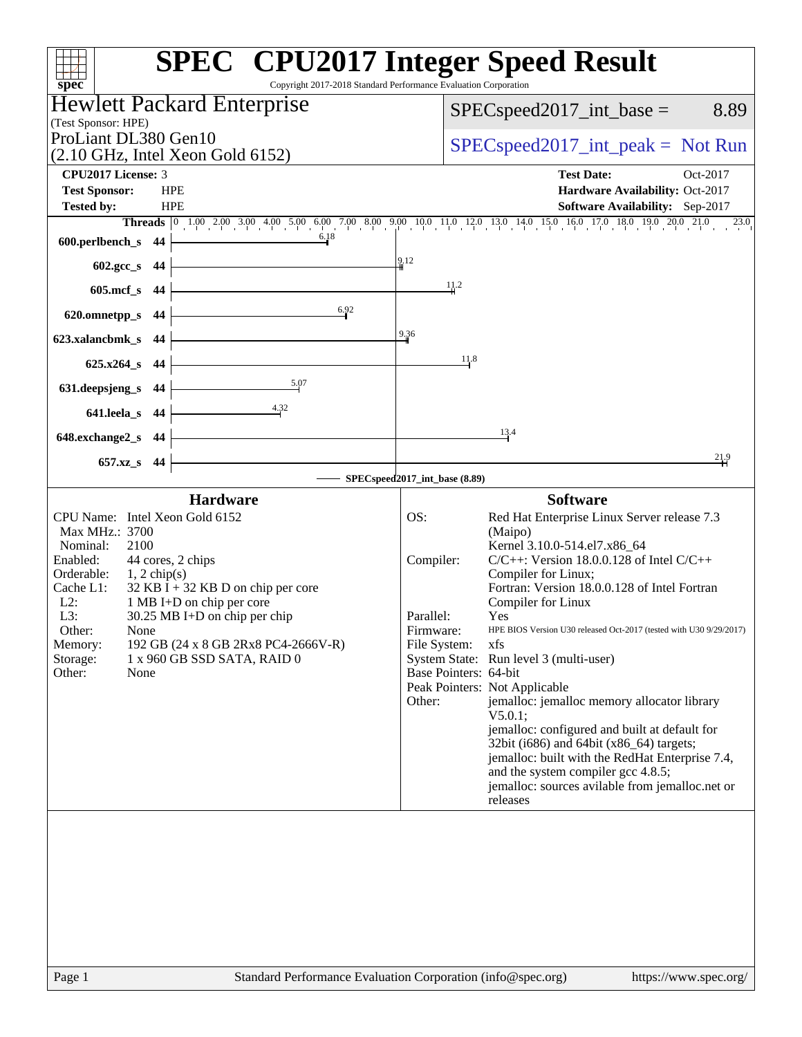# SPEC CPU2017 Integer Speed Result

Copyright 2017-2018 Standard Performance Evaluation Corporation

## Hewlett Packard Enterprise

(Test Sponsor: HPE)

ProLiant DL380 Gen10
(2.10 GHz, Intel Xeon Gold 6152)

SPECspeed2017_int_base = 8.89

SPECspeed2017_int_peak = Not Run

| | | | |
|---|---|---|---|
| **CPU2017 License:** | 3 | **Test Date:** | Oct-2017 |
| **Test Sponsor:** | HPE | **Hardware Availability:** | Oct-2017 |
| **Tested by:** | HPE | **Software Availability:** | Sep-2017 |

| Benchmark | Threads | Base Ratio |
|---|---|---|
| 600.perlbench_s | 44 | 6.18 |
| 602.gcc_s | 44 | 9.12 |
| 605.mcf_s | 44 | 11.2 |
| 620.omnetpp_s | 44 | 6.92 |
| 623.xalancbmk_s | 44 | 9.36 |
| 625.x264_s | 44 | 11.8 |
| 631.deepsjeng_s | 44 | 5.07 |
| 641.leela_s | 44 | 4.32 |
| 648.exchange2_s | 44 | 13.4 |
| 657.xz_s | 44 | 21.9 |

SPECspeed2017_int_base (8.89)

## Hardware

| | |
|---|---|
| CPU Name: | Intel Xeon Gold 6152 |
| Max MHz.: | 3700 |
| Nominal: | 2100 |
| Enabled: | 44 cores, 2 chips |
| Orderable: | 1, 2 chip(s) |
| Cache L1: | 32 KB I + 32 KB D on chip per core |
| L2: | 1 MB I+D on chip per core |
| L3: | 30.25 MB I+D on chip per chip |
| Other: | None |
| Memory: | 192 GB (24 x 8 GB 2Rx8 PC4-2666V-R) |
| Storage: | 1 x 960 GB SSD SATA, RAID 0 |
| Other: | None |

## Software

| | |
|---|---|
| OS: | Red Hat Enterprise Linux Server release 7.3 (Maipo) Kernel 3.10.0-514.el7.x86_64 |
| Compiler: | C/C++: Version 18.0.0.128 of Intel C/C++ Compiler for Linux; Fortran: Version 18.0.0.128 of Intel Fortran Compiler for Linux |
| Parallel: | Yes |
| Firmware: | HPE BIOS Version U30 released Oct-2017 (tested with U30 9/29/2017) |
| File System: | xfs |
| System State: | Run level 3 (multi-user) |
| Base Pointers: | 64-bit |
| Peak Pointers: | Not Applicable |
| Other: | jemalloc: jemalloc memory allocator library V5.0.1; jemalloc: configured and built at default for 32bit (i686) and 64bit (x86_64) targets; jemalloc: built with the RedHat Enterprise 7.4, and the system compiler gcc 4.8.5; jemalloc: sources avilable from jemalloc.net or releases |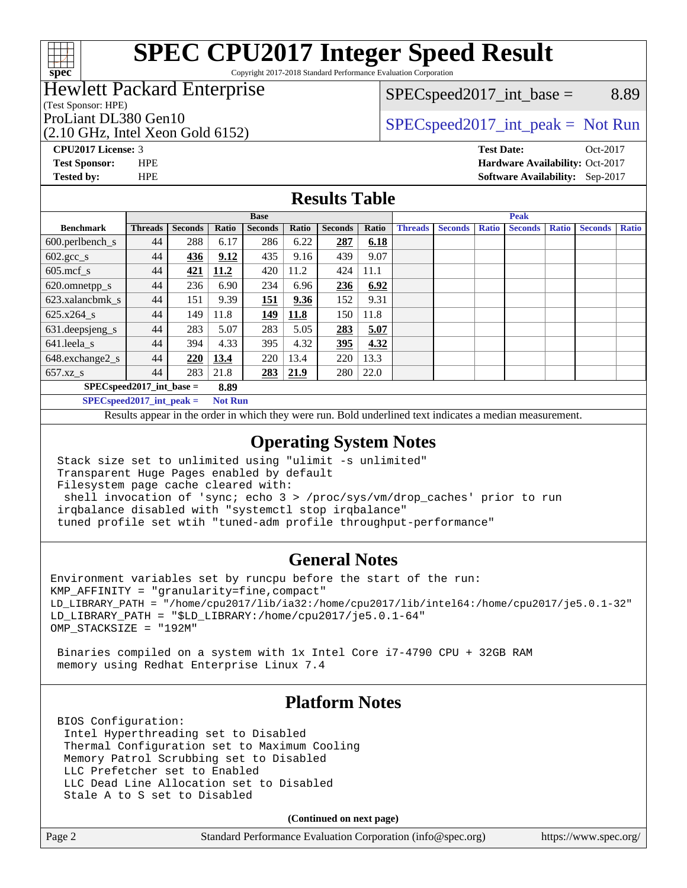# SPEC CPU2017 Integer Speed Result

Copyright 2017-2018 Standard Performance Evaluation Corporation

**Hewlett Packard Enterprise**
(Test Sponsor: HPE)
ProLiant DL380 Gen10
(2.10 GHz, Intel Xeon Gold 6152)

SPECspeed2017_int_base = 8.89

SPECspeed2017_int_peak = Not Run

**CPU2017 License:** 3
**Test Sponsor:** HPE
**Tested by:** HPE

**Test Date:** Oct-2017
**Hardware Availability:** Oct-2017
**Software Availability:** Sep-2017

## Results Table

| Benchmark | Base | | | | | | | Peak | | | | | | |
|---|---|---|---|---|---|---|---|---|---|---|---|---|---|---|
| | Threads | Seconds | Ratio | Seconds | Ratio | Seconds | Ratio | Threads | Seconds | Ratio | Seconds | Ratio | Seconds | Ratio |
| 600.perlbench_s | 44 | 288 | 6.17 | 286 | 6.22 | **287** | **6.18** | | | | | | | |
| 602.gcc_s | 44 | **436** | **9.12** | 435 | 9.16 | 439 | 9.07 | | | | | | | |
| 605.mcf_s | 44 | **421** | **11.2** | 420 | 11.2 | 424 | 11.1 | | | | | | | |
| 620.omnetpp_s | 44 | 236 | 6.90 | 234 | 6.96 | **236** | **6.92** | | | | | | | |
| 623.xalancbmk_s | 44 | 151 | 9.39 | **151** | **9.36** | 152 | 9.31 | | | | | | | |
| 625.x264_s | 44 | 149 | 11.8 | **149** | **11.8** | 150 | 11.8 | | | | | | | |
| 631.deepsjeng_s | 44 | 283 | 5.07 | 283 | 5.05 | **283** | **5.07** | | | | | | | |
| 641.leela_s | 44 | 394 | 4.33 | 395 | 4.32 | **395** | **4.32** | | | | | | | |
| 648.exchange2_s | 44 | **220** | **13.4** | 220 | 13.4 | 220 | 13.3 | | | | | | | |
| 657.xz_s | 44 | 283 | 21.8 | **283** | **21.9** | 280 | 22.0 | | | | | | | |

**SPECspeed2017_int_base = 8.89**

**SPECspeed2017_int_peak = Not Run**

Results appear in the order in which they were run. Bold underlined text indicates a median measurement.

## Operating System Notes

```
Stack size set to unlimited using "ulimit -s unlimited"
Transparent Huge Pages enabled by default
Filesystem page cache cleared with:
 shell invocation of 'sync; echo 3 > /proc/sys/vm/drop_caches' prior to run
irqbalance disabled with "systemctl stop irqbalance"
tuned profile set wtih "tuned-adm profile throughput-performance"
```

## General Notes

```
Environment variables set by runcpu before the start of the run:
KMP_AFFINITY = "granularity=fine,compact"
LD_LIBRARY_PATH = "/home/cpu2017/lib/ia32:/home/cpu2017/lib/intel64:/home/cpu2017/je5.0.1-32"
LD_LIBRARY_PATH = "$LD_LIBRARY:/home/cpu2017/je5.0.1-64"
OMP_STACKSIZE = "192M"

 Binaries compiled on a system with 1x Intel Core i7-4790 CPU + 32GB RAM
 memory using Redhat Enterprise Linux 7.4
```

## Platform Notes

```
BIOS Configuration:
 Intel Hyperthreading set to Disabled
 Thermal Configuration set to Maximum Cooling
 Memory Patrol Scrubbing set to Disabled
 LLC Prefetcher set to Enabled
 LLC Dead Line Allocation set to Disabled
 Stale A to S set to Disabled
```

**(Continued on next page)**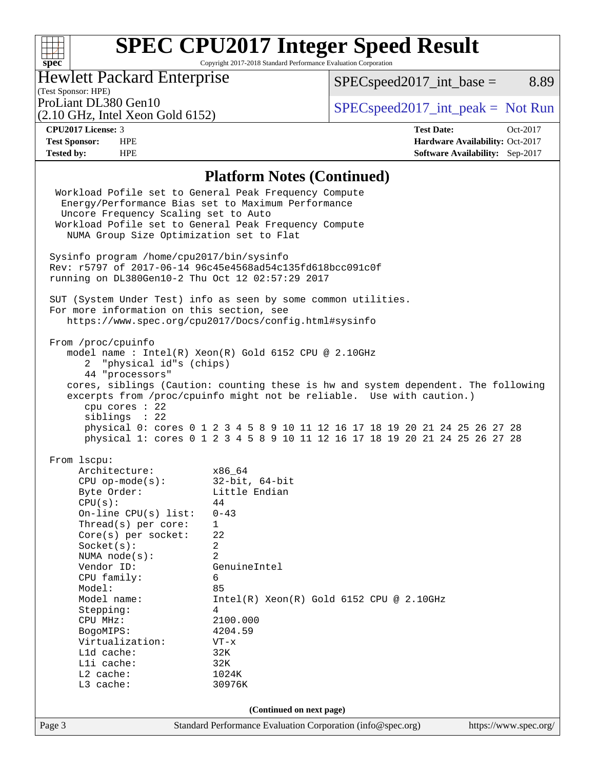# SPEC CPU2017 Integer Speed Result

Copyright 2017-2018 Standard Performance Evaluation Corporation

**Hewlett Packard Enterprise**
(Test Sponsor: HPE)
ProLiant DL380 Gen10
(2.10 GHz, Intel Xeon Gold 6152)

SPECspeed2017_int_base = 8.89
SPECspeed2017_int_peak = Not Run

| | | | |
|---|---|---|---|
| **CPU2017 License:** | 3 | **Test Date:** | Oct-2017 |
| **Test Sponsor:** | HPE | **Hardware Availability:** | Oct-2017 |
| **Tested by:** | HPE | **Software Availability:** | Sep-2017 |

## Platform Notes (Continued)

```
  Workload Pofile set to General Peak Frequency Compute
   Energy/Performance Bias set to Maximum Performance
   Uncore Frequency Scaling set to Auto
  Workload Pofile set to General Peak Frequency Compute
    NUMA Group Size Optimization set to Flat

 Sysinfo program /home/cpu2017/bin/sysinfo
 Rev: r5797 of 2017-06-14 96c45e4568ad54c135fd618bcc091c0f
 running on DL380Gen10-2 Thu Oct 12 02:57:29 2017

 SUT (System Under Test) info as seen by some common utilities.
 For more information on this section, see
    https://www.spec.org/cpu2017/Docs/config.html#sysinfo

 From /proc/cpuinfo
    model name : Intel(R) Xeon(R) Gold 6152 CPU @ 2.10GHz
       2  "physical id"s (chips)
       44 "processors"
    cores, siblings (Caution: counting these is hw and system dependent. The following
    excerpts from /proc/cpuinfo might not be reliable.  Use with caution.)
       cpu cores : 22
       siblings  : 22
       physical 0: cores 0 1 2 3 4 5 8 9 10 11 12 16 17 18 19 20 21 24 25 26 27 28
       physical 1: cores 0 1 2 3 4 5 8 9 10 11 12 16 17 18 19 20 21 24 25 26 27 28

 From lscpu:
      Architecture:          x86_64
      CPU op-mode(s):        32-bit, 64-bit
      Byte Order:            Little Endian
      CPU(s):                44
      On-line CPU(s) list:   0-43
      Thread(s) per core:    1
      Core(s) per socket:    22
      Socket(s):             2
      NUMA node(s):          2
      Vendor ID:             GenuineIntel
      CPU family:            6
      Model:                 85
      Model name:            Intel(R) Xeon(R) Gold 6152 CPU @ 2.10GHz
      Stepping:              4
      CPU MHz:               2100.000
      BogoMIPS:              4204.59
      Virtualization:        VT-x
      L1d cache:             32K
      L1i cache:             32K
      L2 cache:              1024K
      L3 cache:              30976K
```

**(Continued on next page)**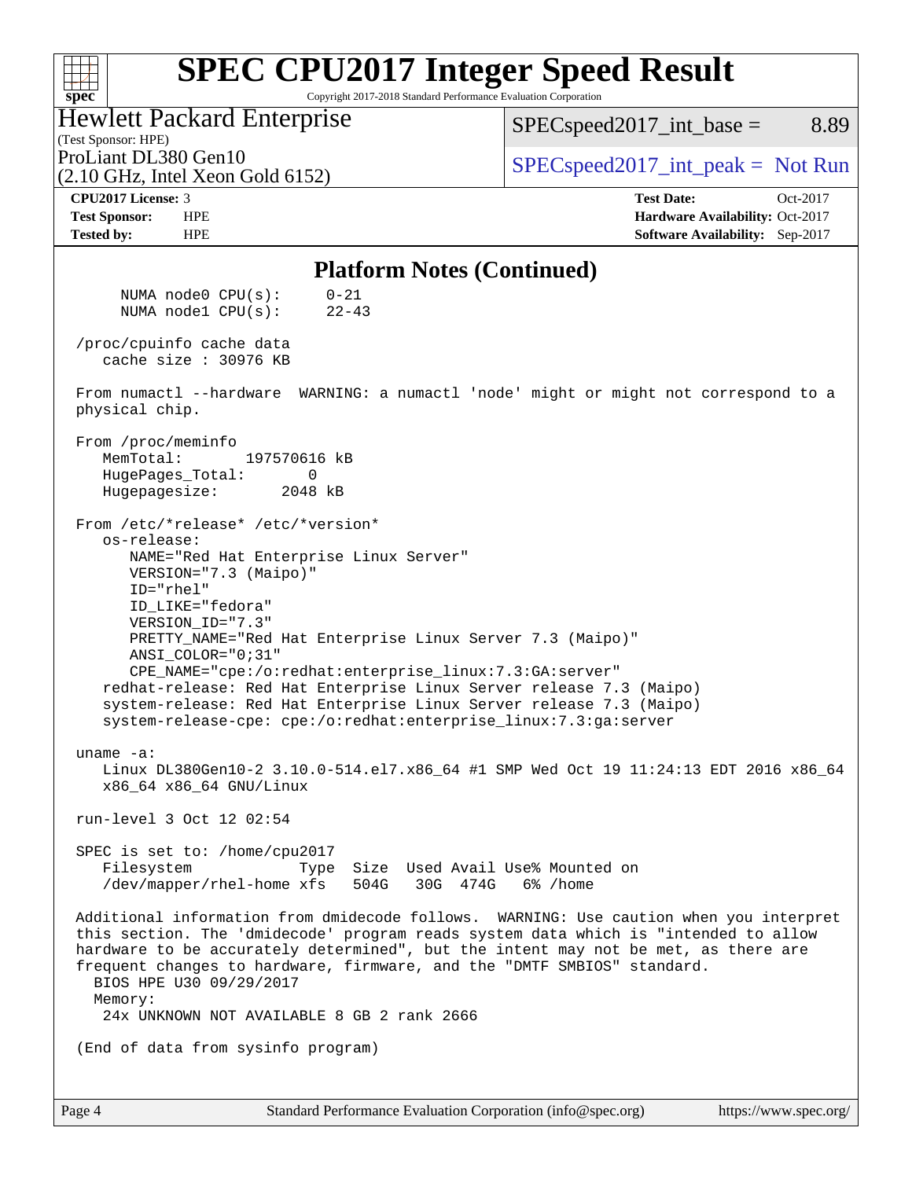# SPEC CPU2017 Integer Speed Result

Copyright 2017-2018 Standard Performance Evaluation Corporation

**Hewlett Packard Enterprise**
(Test Sponsor: HPE)
ProLiant DL380 Gen10
(2.10 GHz, Intel Xeon Gold 6152)

SPECspeed2017_int_base = 8.89

SPECspeed2017_int_peak = Not Run

| | | | |
|---|---|---|---|
| **CPU2017 License:** | 3 | **Test Date:** | Oct-2017 |
| **Test Sponsor:** | HPE | **Hardware Availability:** | Oct-2017 |
| **Tested by:** | HPE | **Software Availability:** | Sep-2017 |

## Platform Notes (Continued)

```
      NUMA node0 CPU(s):     0-21
      NUMA node1 CPU(s):     22-43

 /proc/cpuinfo cache data
    cache size : 30976 KB

 From numactl --hardware  WARNING: a numactl 'node' might or might not correspond to a
 physical chip.

 From /proc/meminfo
    MemTotal:       197570616 kB
    HugePages_Total:       0
    Hugepagesize:       2048 kB

 From /etc/*release* /etc/*version*
    os-release:
       NAME="Red Hat Enterprise Linux Server"
       VERSION="7.3 (Maipo)"
       ID="rhel"
       ID_LIKE="fedora"
       VERSION_ID="7.3"
       PRETTY_NAME="Red Hat Enterprise Linux Server 7.3 (Maipo)"
       ANSI_COLOR="0;31"
       CPE_NAME="cpe:/o:redhat:enterprise_linux:7.3:GA:server"
    redhat-release: Red Hat Enterprise Linux Server release 7.3 (Maipo)
    system-release: Red Hat Enterprise Linux Server release 7.3 (Maipo)
    system-release-cpe: cpe:/o:redhat:enterprise_linux:7.3:ga:server

 uname -a:
    Linux DL380Gen10-2 3.10.0-514.el7.x86_64 #1 SMP Wed Oct 19 11:24:13 EDT 2016 x86_64
    x86_64 x86_64 GNU/Linux

 run-level 3 Oct 12 02:54

 SPEC is set to: /home/cpu2017
    Filesystem            Type  Size  Used Avail Use% Mounted on
    /dev/mapper/rhel-home xfs   504G   30G  474G   6% /home

 Additional information from dmidecode follows.  WARNING: Use caution when you interpret
 this section. The 'dmidecode' program reads system data which is "intended to allow
 hardware to be accurately determined", but the intent may not be met, as there are
 frequent changes to hardware, firmware, and the "DMTF SMBIOS" standard.
   BIOS HPE U30 09/29/2017
   Memory:
     24x UNKNOWN NOT AVAILABLE 8 GB 2 rank 2666

 (End of data from sysinfo program)
```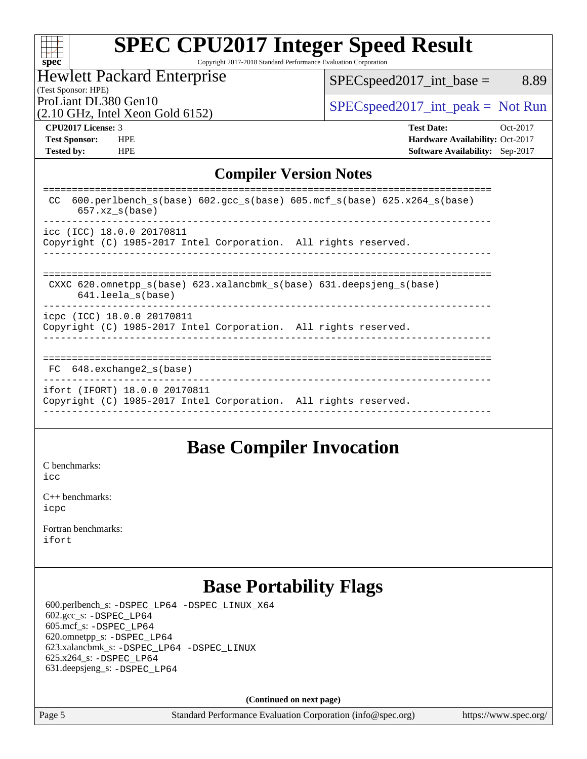# SPEC CPU2017 Integer Speed Result

Copyright 2017-2018 Standard Performance Evaluation Corporation

Hewlett Packard Enterprise
(Test Sponsor: HPE)
ProLiant DL380 Gen10
(2.10 GHz, Intel Xeon Gold 6152)

SPECspeed2017_int_base = 8.89

SPECspeed2017_int_peak = Not Run

**CPU2017 License:** 3
**Test Sponsor:** HPE
**Tested by:** HPE

**Test Date:** Oct-2017
**Hardware Availability:** Oct-2017
**Software Availability:** Sep-2017

## Compiler Version Notes

```
==============================================================================
 CC  600.perlbench_s(base) 602.gcc_s(base) 605.mcf_s(base) 625.x264_s(base)
      657.xz_s(base)
------------------------------------------------------------------------------
icc (ICC) 18.0.0 20170811
Copyright (C) 1985-2017 Intel Corporation.  All rights reserved.
------------------------------------------------------------------------------

==============================================================================
 CXXC 620.omnetpp_s(base) 623.xalancbmk_s(base) 631.deepsjeng_s(base)
      641.leela_s(base)
------------------------------------------------------------------------------
icpc (ICC) 18.0.0 20170811
Copyright (C) 1985-2017 Intel Corporation.  All rights reserved.
------------------------------------------------------------------------------

==============================================================================
 FC  648.exchange2_s(base)
------------------------------------------------------------------------------
ifort (IFORT) 18.0.0 20170811
Copyright (C) 1985-2017 Intel Corporation.  All rights reserved.
------------------------------------------------------------------------------
```

## Base Compiler Invocation

C benchmarks:
icc

C++ benchmarks:
icpc

Fortran benchmarks:
ifort

## Base Portability Flags

600.perlbench_s: -DSPEC_LP64 -DSPEC_LINUX_X64
602.gcc_s: -DSPEC_LP64
605.mcf_s: -DSPEC_LP64
620.omnetpp_s: -DSPEC_LP64
623.xalancbmk_s: -DSPEC_LP64 -DSPEC_LINUX
625.x264_s: -DSPEC_LP64
631.deepsjeng_s: -DSPEC_LP64

**(Continued on next page)**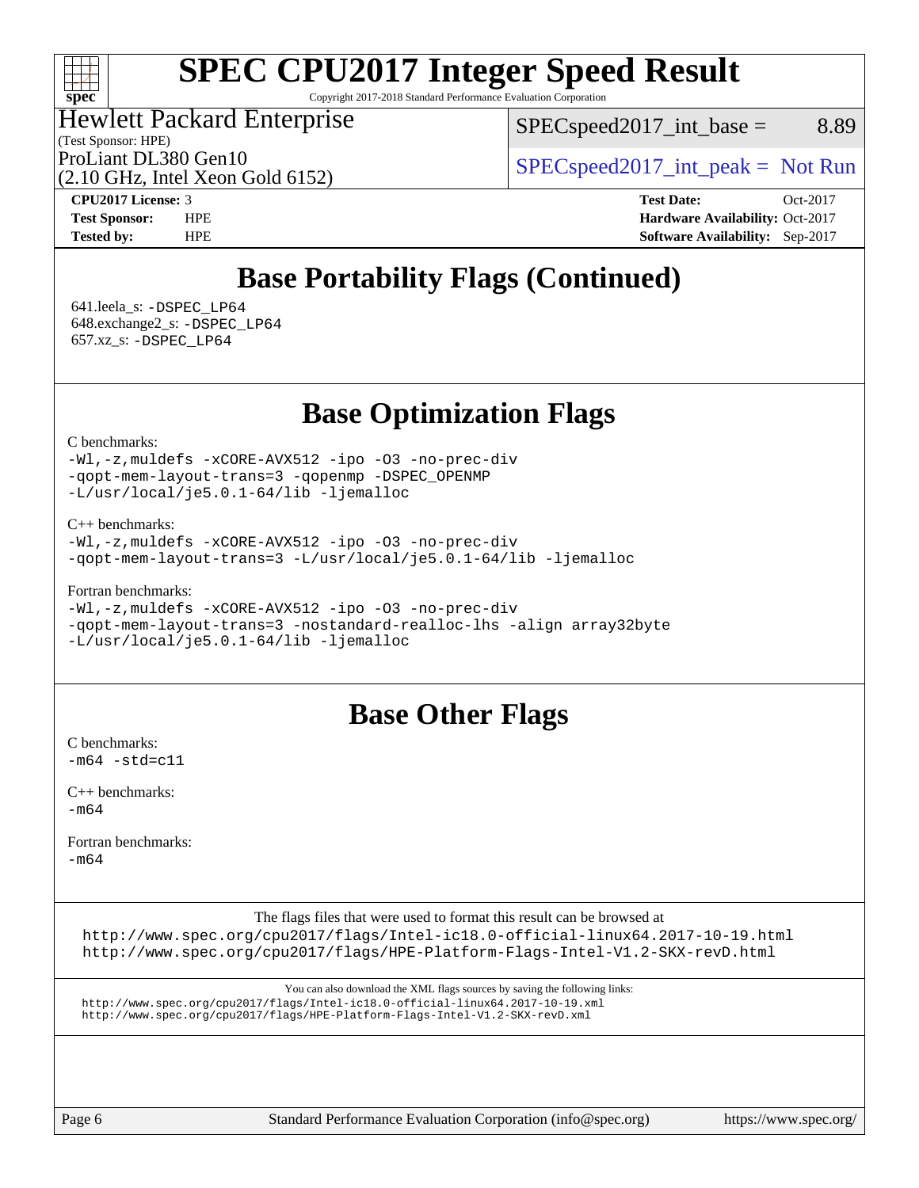# SPEC CPU2017 Integer Speed Result

Copyright 2017-2018 Standard Performance Evaluation Corporation

Hewlett Packard Enterprise
(Test Sponsor: HPE)
ProLiant DL380 Gen10
(2.10 GHz, Intel Xeon Gold 6152)

SPECspeed2017_int_base = 8.89

SPECspeed2017_int_peak = Not Run

**CPU2017 License:** 3
**Test Sponsor:** HPE
**Tested by:** HPE

**Test Date:** Oct-2017
**Hardware Availability:** Oct-2017
**Software Availability:** Sep-2017

## Base Portability Flags (Continued)

641.leela_s: -DSPEC_LP64
648.exchange2_s: -DSPEC_LP64
657.xz_s: -DSPEC_LP64

## Base Optimization Flags

C benchmarks:
-Wl,-z,muldefs -xCORE-AVX512 -ipo -O3 -no-prec-div
-qopt-mem-layout-trans=3 -qopenmp -DSPEC_OPENMP
-L/usr/local/je5.0.1-64/lib -ljemalloc

C++ benchmarks:
-Wl,-z,muldefs -xCORE-AVX512 -ipo -O3 -no-prec-div
-qopt-mem-layout-trans=3 -L/usr/local/je5.0.1-64/lib -ljemalloc

Fortran benchmarks:
-Wl,-z,muldefs -xCORE-AVX512 -ipo -O3 -no-prec-div
-qopt-mem-layout-trans=3 -nostandard-realloc-lhs -align array32byte
-L/usr/local/je5.0.1-64/lib -ljemalloc

## Base Other Flags

C benchmarks:
-m64 -std=c11

C++ benchmarks:
-m64

Fortran benchmarks:
-m64

The flags files that were used to format this result can be browsed at
http://www.spec.org/cpu2017/flags/Intel-ic18.0-official-linux64.2017-10-19.html
http://www.spec.org/cpu2017/flags/HPE-Platform-Flags-Intel-V1.2-SKX-revD.html

You can also download the XML flags sources by saving the following links:
http://www.spec.org/cpu2017/flags/Intel-ic18.0-official-linux64.2017-10-19.xml
http://www.spec.org/cpu2017/flags/HPE-Platform-Flags-Intel-V1.2-SKX-revD.xml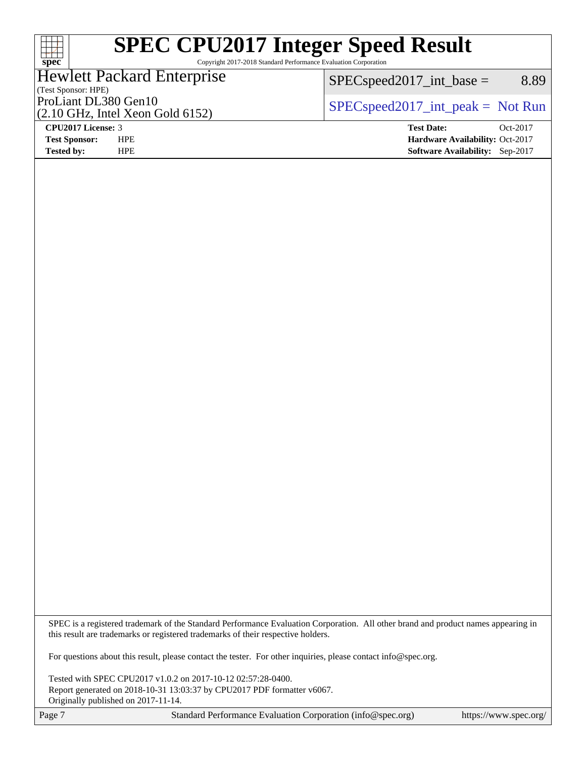# SPEC CPU2017 Integer Speed Result

Copyright 2017-2018 Standard Performance Evaluation Corporation

Hewlett Packard Enterprise
(Test Sponsor: HPE)
ProLiant DL380 Gen10
(2.10 GHz, Intel Xeon Gold 6152)

SPECspeed2017_int_base = 8.89

SPECspeed2017_int_peak = Not Run

**CPU2017 License:** 3
**Test Sponsor:** HPE
**Tested by:** HPE

**Test Date:** Oct-2017
**Hardware Availability:** Oct-2017
**Software Availability:** Sep-2017

SPEC is a registered trademark of the Standard Performance Evaluation Corporation. All other brand and product names appearing in this result are trademarks or registered trademarks of their respective holders.

For questions about this result, please contact the tester. For other inquiries, please contact info@spec.org.

Tested with SPEC CPU2017 v1.0.2 on 2017-10-12 02:57:28-0400.
Report generated on 2018-10-31 13:03:37 by CPU2017 PDF formatter v6067.
Originally published on 2017-11-14.

Standard Performance Evaluation Corporation (info@spec.org) https://www.spec.org/